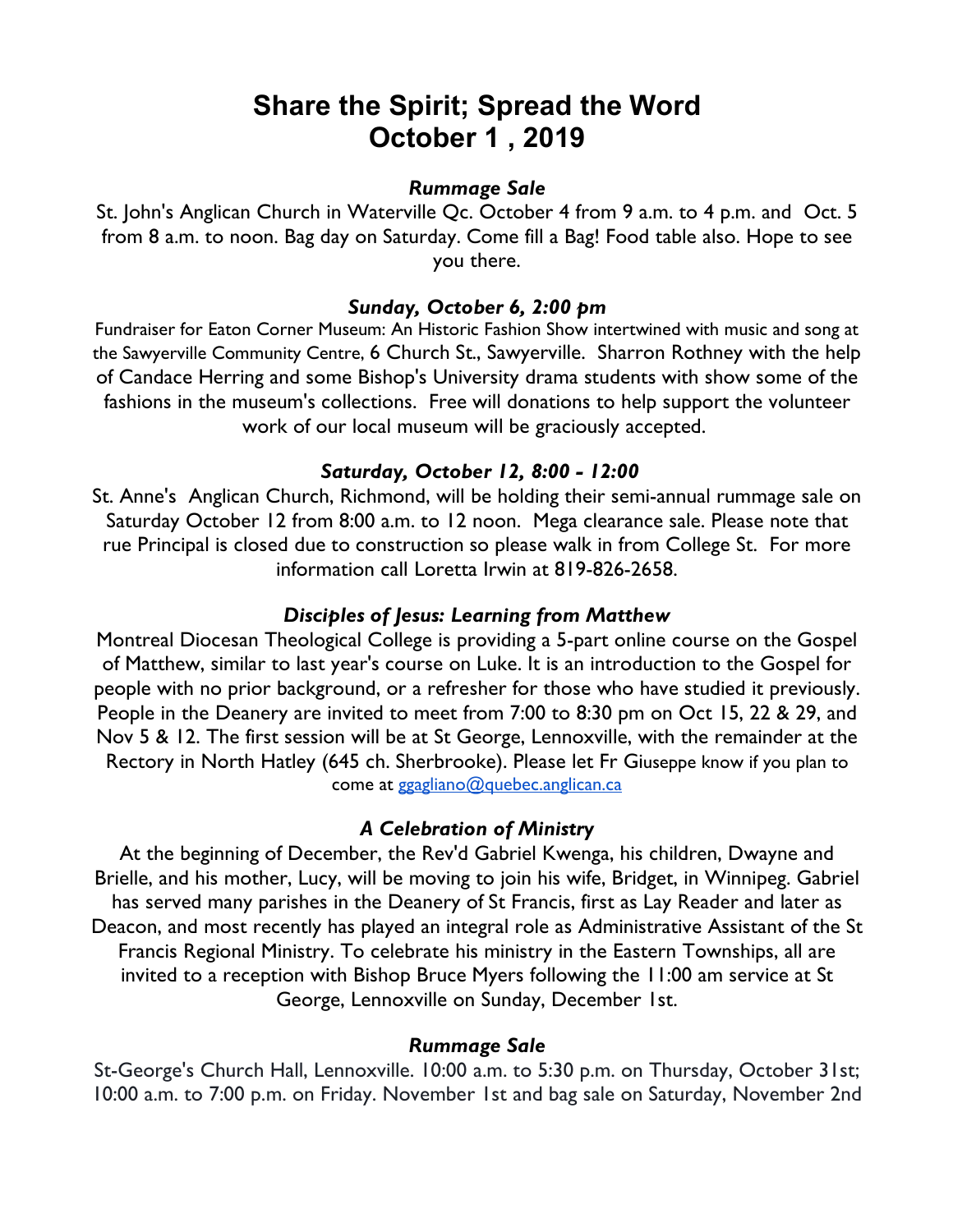# Share the Spirit; Spread the Word
# October 1 , 2019

### *Rummage Sale*

St. John's Anglican Church in Waterville Qc. October 4 from 9 a.m. to 4 p.m. and Oct. 5 from 8 a.m. to noon. Bag day on Saturday. Come fill a Bag! Food table also. Hope to see you there.

### *Sunday, October 6, 2:00 pm*

Fundraiser for Eaton Corner Museum: An Historic Fashion Show intertwined with music and song at the Sawyerville Community Centre, 6 Church St., Sawyerville. Sharron Rothney with the help of Candace Herring and some Bishop's University drama students with show some of the fashions in the museum's collections. Free will donations to help support the volunteer work of our local museum will be graciously accepted.

### *Saturday, October 12, 8:00 - 12:00*

St. Anne's Anglican Church, Richmond, will be holding their semi-annual rummage sale on Saturday October 12 from 8:00 a.m. to 12 noon. Mega clearance sale. Please note that rue Principal is closed due to construction so please walk in from College St. For more information call Loretta Irwin at 819-826-2658.

### *Disciples of Jesus: Learning from Matthew*

Montreal Diocesan Theological College is providing a 5-part online course on the Gospel of Matthew, similar to last year's course on Luke. It is an introduction to the Gospel for people with no prior background, or a refresher for those who have studied it previously. People in the Deanery are invited to meet from 7:00 to 8:30 pm on Oct 15, 22 & 29, and Nov 5 & 12. The first session will be at St George, Lennoxville, with the remainder at the Rectory in North Hatley (645 ch. Sherbrooke). Please let Fr Giuseppe know if you plan to come at ggagliano@quebec.anglican.ca

### *A Celebration of Ministry*

At the beginning of December, the Rev'd Gabriel Kwenga, his children, Dwayne and Brielle, and his mother, Lucy, will be moving to join his wife, Bridget, in Winnipeg. Gabriel has served many parishes in the Deanery of St Francis, first as Lay Reader and later as Deacon, and most recently has played an integral role as Administrative Assistant of the St Francis Regional Ministry. To celebrate his ministry in the Eastern Townships, all are invited to a reception with Bishop Bruce Myers following the 11:00 am service at St George, Lennoxville on Sunday, December 1st.

### *Rummage Sale*

St-George's Church Hall, Lennoxville. 10:00 a.m. to 5:30 p.m. on Thursday, October 31st; 10:00 a.m. to 7:00 p.m. on Friday. November 1st and bag sale on Saturday, November 2nd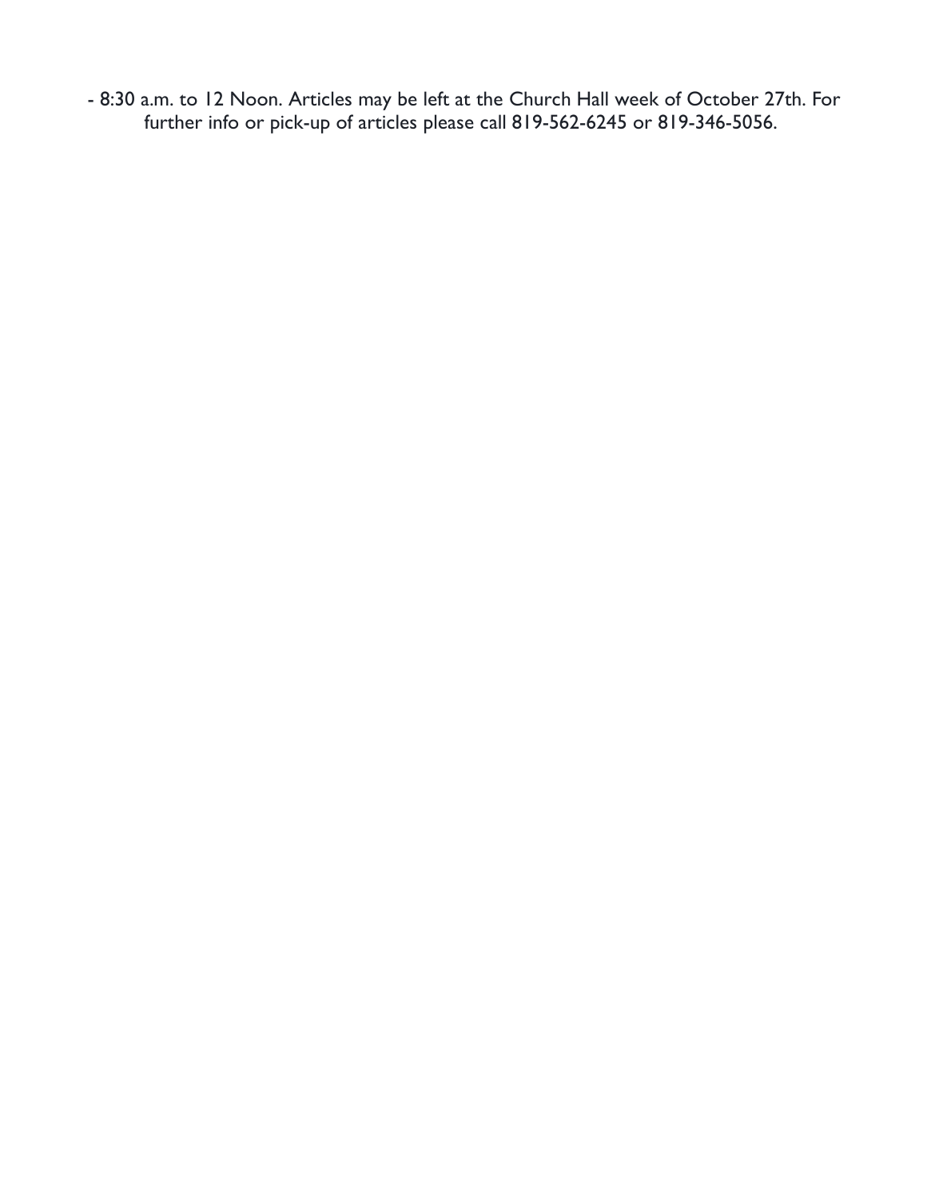- 8:30 a.m. to 12 Noon. Articles may be left at the Church Hall week of October 27th. For further info or pick-up of articles please call 819-562-6245 or 819-346-5056.